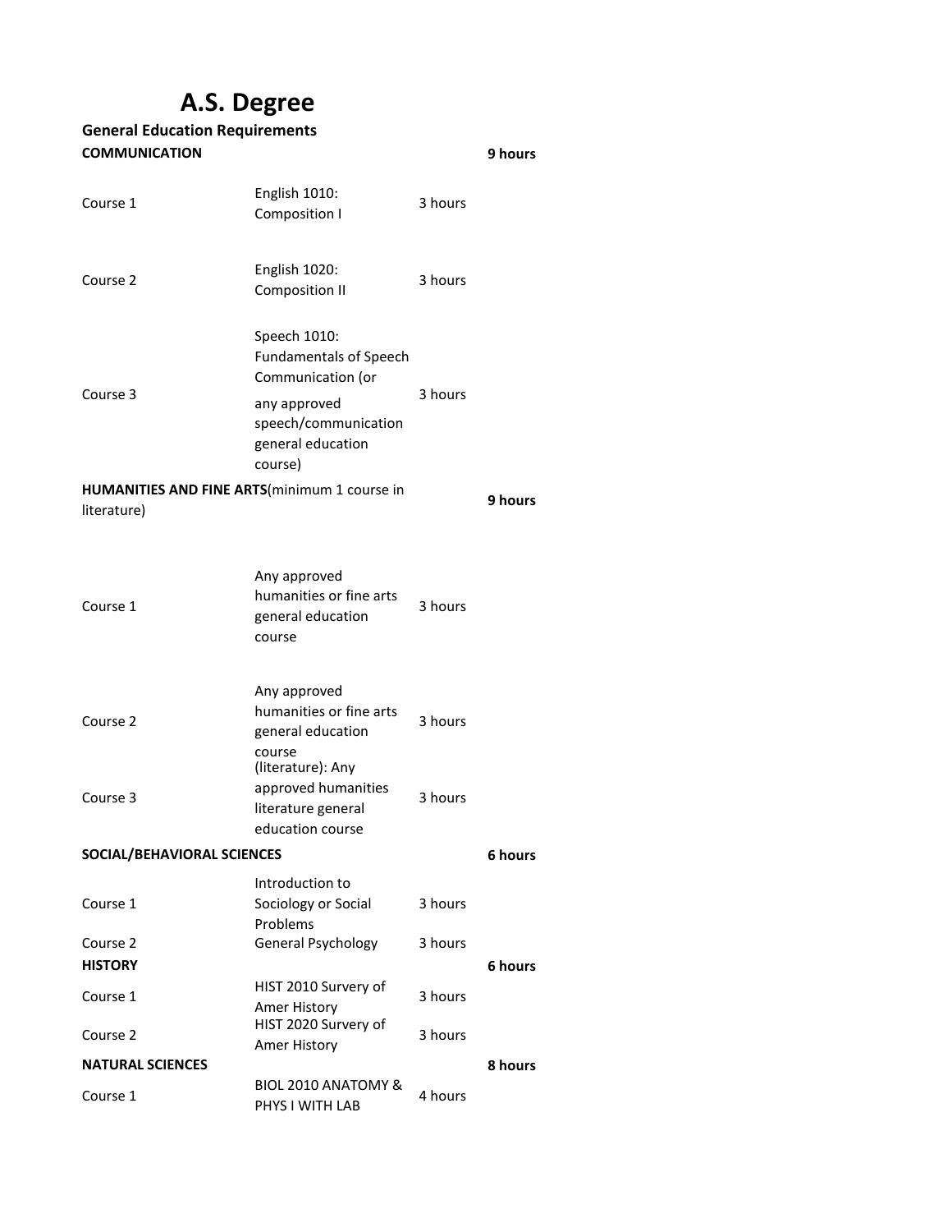# A.S. Degree

## General Education Requirements

| | | | |
|---|---|---|---|
| **COMMUNICATION** | | | **9 hours** |
| Course 1 | English 1010: Composition I | 3 hours | |
| Course 2 | English 1020: Composition II | 3 hours | |
| Course 3 | Speech 1010: Fundamentals of Speech Communication (or any approved speech/communication general education course) | 3 hours | |
| **HUMANITIES AND FINE ARTS**(minimum 1 course in literature) | | | **9 hours** |
| Course 1 | Any approved humanities or fine arts general education course | 3 hours | |
| Course 2 | Any approved humanities or fine arts general education course | 3 hours | |
| Course 3 | (literature): Any approved humanities literature general education course | 3 hours | |
| **SOCIAL/BEHAVIORAL SCIENCES** | | | **6 hours** |
| Course 1 | Introduction to Sociology or Social Problems | 3 hours | |
| Course 2 | General Psychology | 3 hours | |
| **HISTORY** | | | **6 hours** |
| Course 1 | HIST 2010 Survery of Amer History | 3 hours | |
| Course 2 | HIST 2020 Survery of Amer History | 3 hours | |
| **NATURAL SCIENCES** | | | **8 hours** |
| Course 1 | BIOL 2010 ANATOMY & PHYS I WITH LAB | 4 hours | |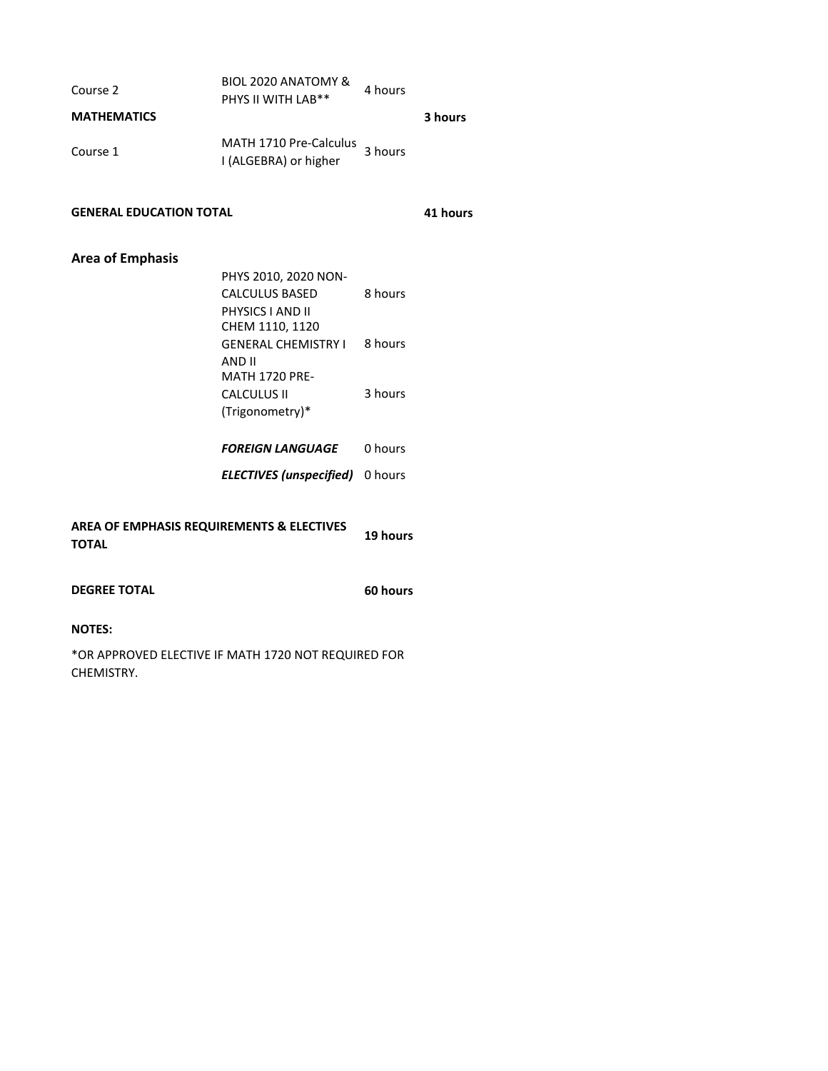| | | | |
|---|---|---|---|
| Course 2 | BIOL 2020 ANATOMY & PHYS II WITH LAB** | 4 hours | |
| **MATHEMATICS** | | | **3 hours** |
| Course 1 | MATH 1710 Pre-Calculus I (ALGEBRA) or higher | 3 hours | |

| | | | |
|---|---|---|---|
| **GENERAL EDUCATION TOTAL** | | | **41 hours** |

## Area of Emphasis

| | | |
|---|---|---|
| | PHYS 2010, 2020 NON-CALCULUS BASED PHYSICS I AND II | 8 hours |
| | CHEM 1110, 1120 GENERAL CHEMISTRY I AND II | 8 hours |
| | MATH 1720 PRE-CALCULUS II (Trigonometry)* | 3 hours |
| | ***FOREIGN LANGUAGE*** | 0 hours |
| | ***ELECTIVES (unspecified)*** | 0 hours |

| | |
|---|---|
| **AREA OF EMPHASIS REQUIREMENTS & ELECTIVES TOTAL** | **19 hours** |
| **DEGREE TOTAL** | **60 hours** |

**NOTES:**

*OR APPROVED ELECTIVE IF MATH 1720 NOT REQUIRED FOR CHEMISTRY.